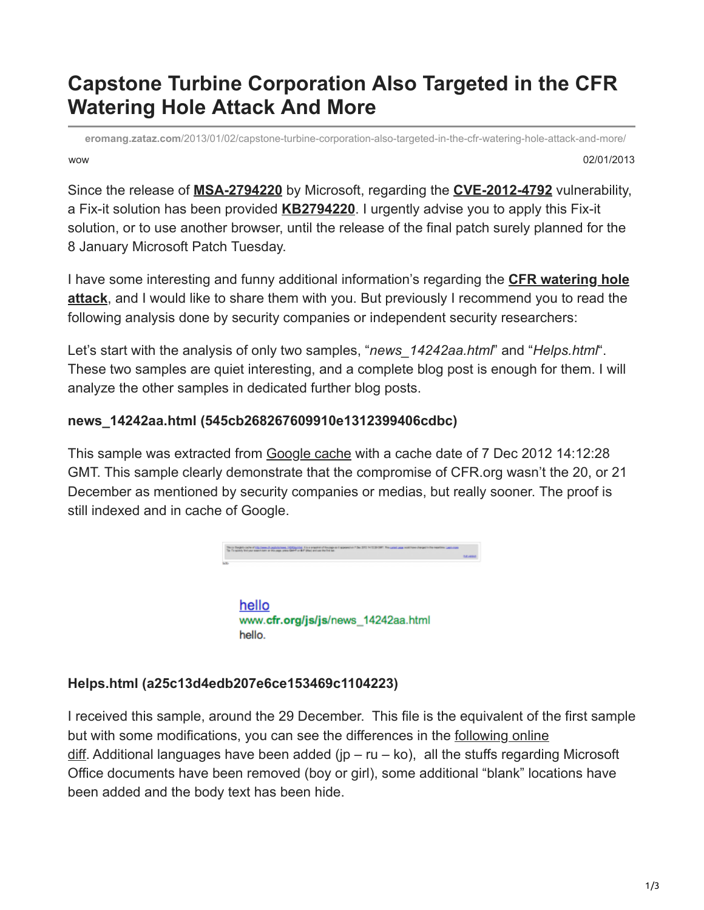# Capstone Turbine Corporation Also Targeted in the CFR Watering Hole Attack And More

eromang.zataz.com/2013/01/02/capstone-turbine-corporation-also-targeted-in-the-cfr-watering-hole-attack-and-more/

wow 02/01/2013

Since the release of **MSA-2794220** by Microsoft, regarding the **CVE-2012-4792** vulnerability, a Fix-it solution has been provided **KB2794220**. I urgently advise you to apply this Fix-it solution, or to use another browser, until the release of the final patch surely planned for the 8 January Microsoft Patch Tuesday.

I have some interesting and funny additional information's regarding the **CFR watering hole attack**, and I would like to share them with you. But previously I recommend you to read the following analysis done by security companies or independent security researchers:

Let's start with the analysis of only two samples, "*news_14242aa.html*" and "*Helps.html*". These two samples are quiet interesting, and a complete blog post is enough for them. I will analyze the other samples in dedicated further blog posts.

**news_14242aa.html (545cb268267609910e1312399406cdbc)**

This sample was extracted from Google cache with a cache date of 7 Dec 2012 14:12:28 GMT. This sample clearly demonstrate that the compromise of CFR.org wasn't the 20, or 21 December as mentioned by security companies or medias, but really sooner. The proof is still indexed and in cache of Google.

hello
www.cfr.org/js/js/news_14242aa.html
hello.

**Helps.html (a25c13d4edb207e6ce153469c1104223)**

I received this sample, around the 29 December. This file is the equivalent of the first sample but with some modifications, you can see the differences in the following online diff. Additional languages have been added (jp – ru – ko), all the stuffs regarding Microsoft Office documents have been removed (boy or girl), some additional "blank" locations have been added and the body text has been hide.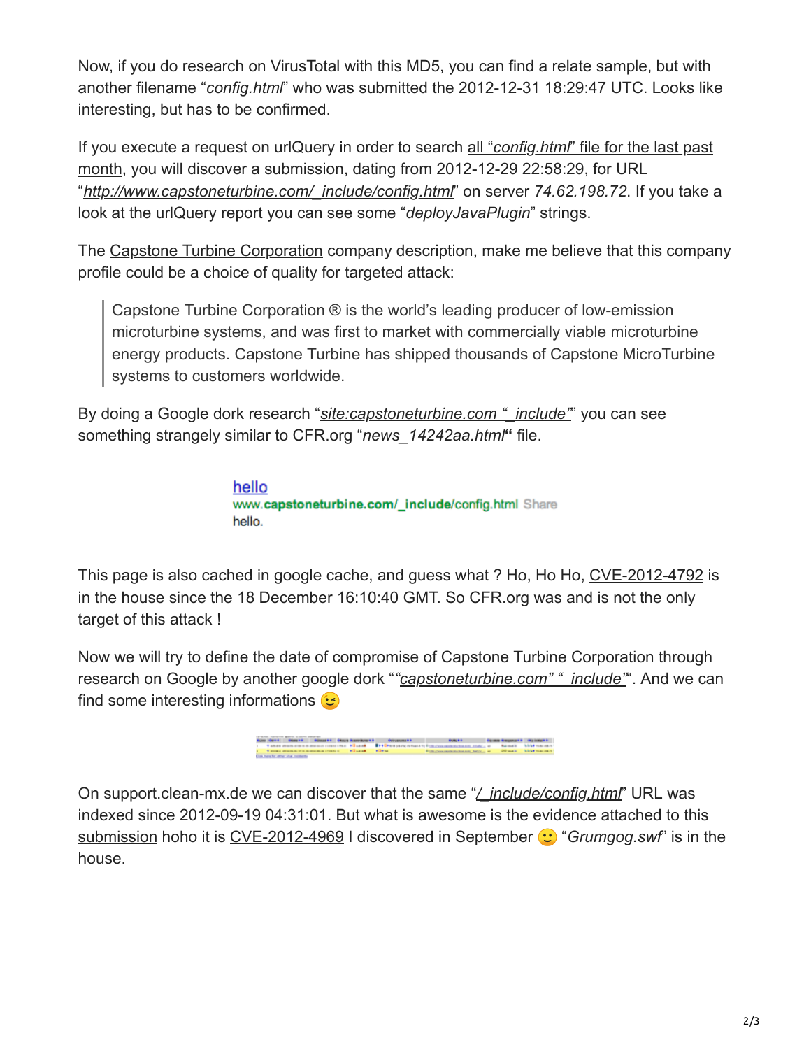Now, if you do research on VirusTotal with this MD5, you can find a relate sample, but with another filename "*config.html*" who was submitted the 2012-12-31 18:29:47 UTC. Looks like interesting, but has to be confirmed.

If you execute a request on urlQuery in order to search all "*config.html*" file for the last past month, you will discover a submission, dating from 2012-12-29 22:58:29, for URL "*http://www.capstoneturbine.com/_include/config.html*" on server *74.62.198.72*. If you take a look at the urlQuery report you can see some "*deployJavaPlugin*" strings.

The Capstone Turbine Corporation company description, make me believe that this company profile could be a choice of quality for targeted attack:

> Capstone Turbine Corporation ® is the world's leading producer of low-emission microturbine systems, and was first to market with commercially viable microturbine energy products. Capstone Turbine has shipped thousands of Capstone MicroTurbine systems to customers worldwide.

By doing a Google dork research "*site:capstoneturbine.com "_include"*" you can see something strangely similar to CFR.org "*news_14242aa.html*" file.

hello
www.capstoneturbine.com/_include/config.html Share
hello.

This page is also cached in google cache, and guess what ? Ho, Ho Ho, CVE-2012-4792 is in the house since the 18 December 16:10:40 GMT. So CFR.org was and is not the only target of this attack !

Now we will try to define the date of compromise of Capstone Turbine Corporation through research on Google by another google dork "*"capstoneturbine.com" "_include"*". And we can find some interesting informations 😉

On support.clean-mx.de we can discover that the same "*/_include/config.html*" URL was indexed since 2012-09-19 04:31:01. But what is awesome is the evidence attached to this submission hoho it is CVE-2012-4969 I discovered in September 🙂 "*Grumgog.swf*" is in the house.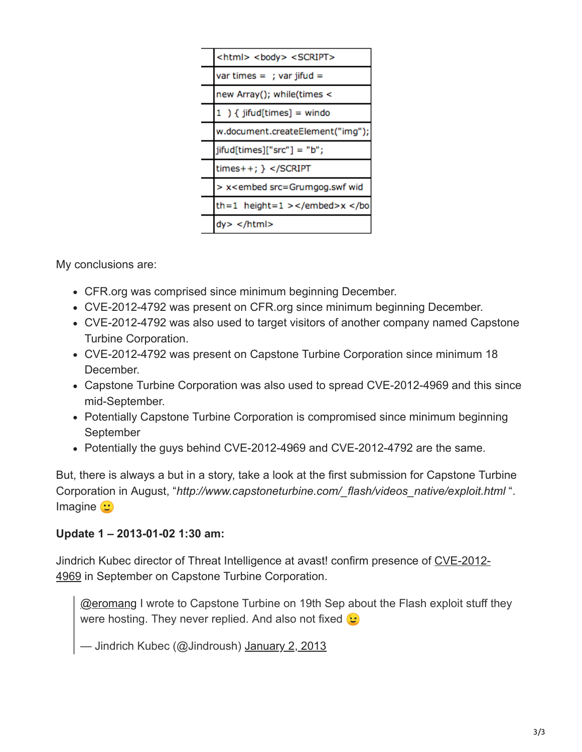| | |
|---|---|
| | <html> <body> <SCRIPT> |
| | var times = ; var jifud = |
| | new Array(); while(times < |
| | 1 ) { jifud[times] = windo |
| | w.document.createElement("img"); |
| | jifud[times]["src"] = "b"; |
| | times++; } </SCRIPT |
| | > x<embed src=Grumgog.swf wid |
| | th=1 height=1 ></embed>x </bo |
| | dy> </html> |

My conclusions are:

- CFR.org was comprised since minimum beginning December.
- CVE-2012-4792 was present on CFR.org since minimum beginning December.
- CVE-2012-4792 was also used to target visitors of another company named Capstone Turbine Corporation.
- CVE-2012-4792 was present on Capstone Turbine Corporation since minimum 18 December.
- Capstone Turbine Corporation was also used to spread CVE-2012-4969 and this since mid-September.
- Potentially Capstone Turbine Corporation is compromised since minimum beginning September
- Potentially the guys behind CVE-2012-4969 and CVE-2012-4792 are the same.

But, there is always a but in a story, take a look at the first submission for Capstone Turbine Corporation in August, "*http://www.capstoneturbine.com/_flash/videos_native/exploit.html* ". Imagine 🙂

**Update 1 – 2013-01-02 1:30 am:**

Jindrich Kubec director of Threat Intelligence at avast! confirm presence of CVE-2012-4969 in September on Capstone Turbine Corporation.

> @eromang I wrote to Capstone Turbine on 19th Sep about the Flash exploit stuff they were hosting. They never replied. And also not fixed 😉
>
> — Jindrich Kubec (@Jindroush) January 2, 2013